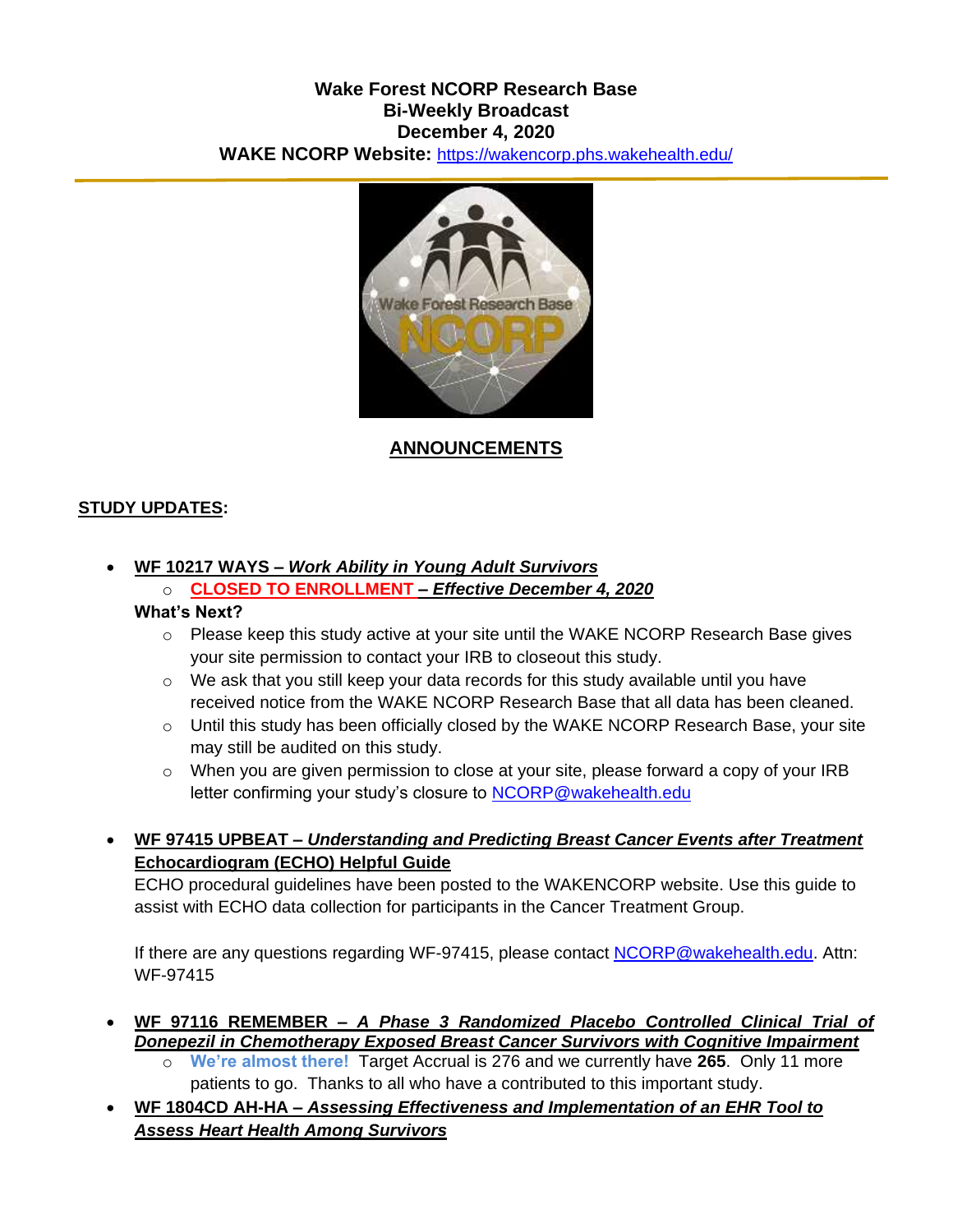**Wake Forest NCORP Research Base**
**Bi-Weekly Broadcast**
**December 4, 2020**
**WAKE NCORP Website:** https://wakencorp.phs.wakehealth.edu/

## ANNOUNCEMENTS

### STUDY UPDATES:

- **WF 10217 WAYS – *Work Ability in Young Adult Survivors***
  - **CLOSED TO ENROLLMENT – *Effective December 4, 2020***

  **What's Next?**
  - Please keep this study active at your site until the WAKE NCORP Research Base gives your site permission to contact your IRB to closeout this study.
  - We ask that you still keep your data records for this study available until you have received notice from the WAKE NCORP Research Base that all data has been cleaned.
  - Until this study has been officially closed by the WAKE NCORP Research Base, your site may still be audited on this study.
  - When you are given permission to close at your site, please forward a copy of your IRB letter confirming your study's closure to NCORP@wakehealth.edu

- **WF 97415 UPBEAT – *Understanding and Predicting Breast Cancer Events after Treatment***
  **Echocardiogram (ECHO) Helpful Guide**
  ECHO procedural guidelines have been posted to the WAKENCORP website. Use this guide to assist with ECHO data collection for participants in the Cancer Treatment Group.

  If there are any questions regarding WF-97415, please contact NCORP@wakehealth.edu. Attn: WF-97415

- **WF 97116 REMEMBER – *A Phase 3 Randomized Placebo Controlled Clinical Trial of Donepezil in Chemotherapy Exposed Breast Cancer Survivors with Cognitive Impairment***
  - **We're almost there!** Target Accrual is 276 and we currently have **265**. Only 11 more patients to go. Thanks to all who have a contributed to this important study.
- **WF 1804CD AH-HA – *Assessing Effectiveness and Implementation of an EHR Tool to Assess Heart Health Among Survivors***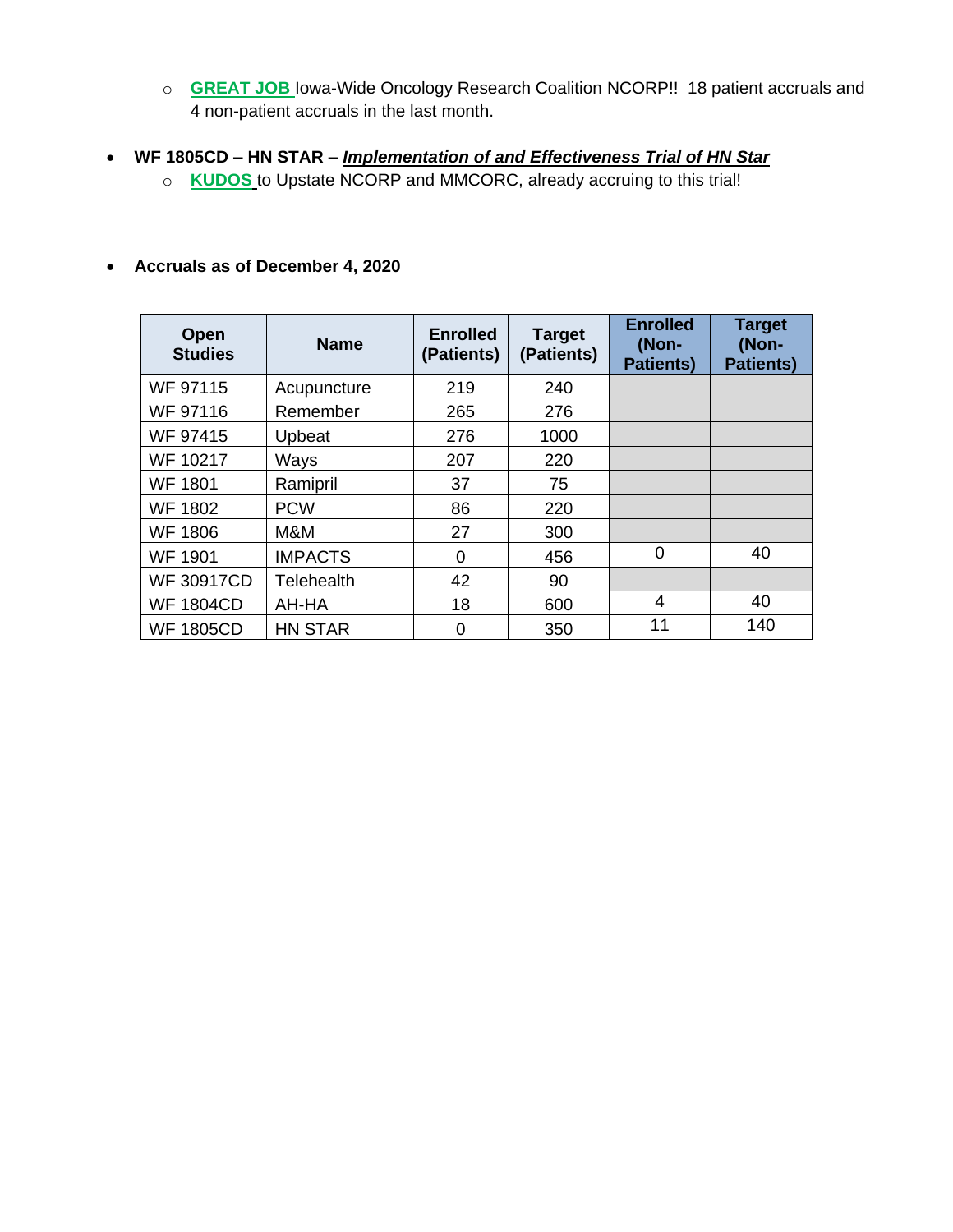- **GREAT JOB** Iowa-Wide Oncology Research Coalition NCORP!! 18 patient accruals and 4 non-patient accruals in the last month.

- **WF 1805CD – HN STAR – *Implementation of and Effectiveness Trial of HN Star***
  - **KUDOS** to Upstate NCORP and MMCORC, already accruing to this trial!

- **Accruals as of December 4, 2020**

| Open Studies | Name | Enrolled (Patients) | Target (Patients) | Enrolled (Non-Patients) | Target (Non-Patients) |
|---|---|---|---|---|---|
| WF 97115 | Acupuncture | 219 | 240 | | |
| WF 97116 | Remember | 265 | 276 | | |
| WF 97415 | Upbeat | 276 | 1000 | | |
| WF 10217 | Ways | 207 | 220 | | |
| WF 1801 | Ramipril | 37 | 75 | | |
| WF 1802 | PCW | 86 | 220 | | |
| WF 1806 | M&M | 27 | 300 | | |
| WF 1901 | IMPACTS | 0 | 456 | 0 | 40 |
| WF 30917CD | Telehealth | 42 | 90 | | |
| WF 1804CD | AH-HA | 18 | 600 | 4 | 40 |
| WF 1805CD | HN STAR | 0 | 350 | 11 | 140 |